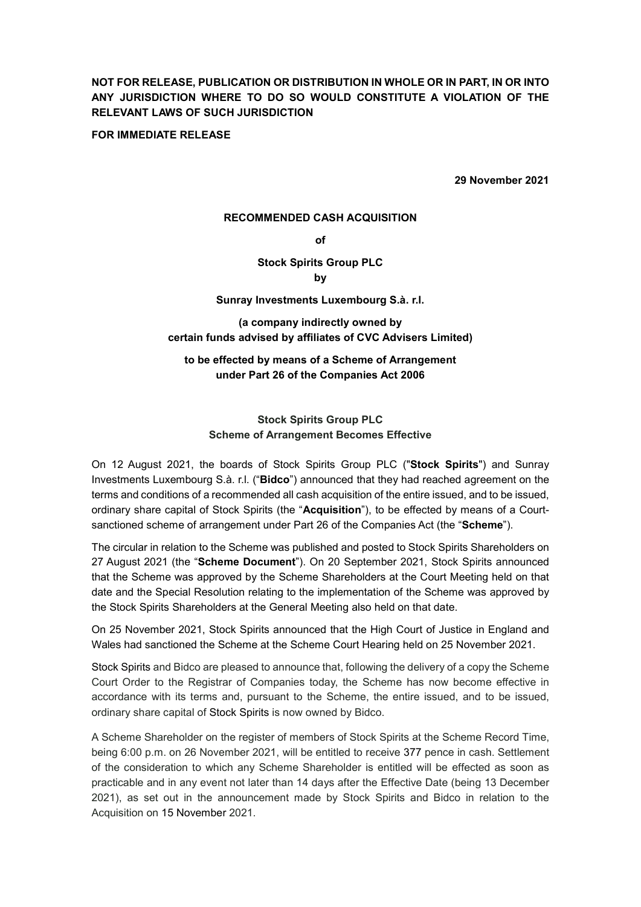**NOT FOR RELEASE, PUBLICATION OR DISTRIBUTION IN WHOLE OR IN PART, IN OR INTO ANY JURISDICTION WHERE TO DO SO WOULD CONSTITUTE A VIOLATION OF THE RELEVANT LAWS OF SUCH JURISDICTION**

**FOR IMMEDIATE RELEASE**

**29 November 2021**

**RECOMMENDED CASH ACQUISITION**

**of**

**Stock Spirits Group PLC**

**by**

**Sunray Investments Luxembourg S.à. r.l.**

**(a company indirectly owned by certain funds advised by affiliates of CVC Advisers Limited)**

**to be effected by means of a Scheme of Arrangement under Part 26 of the Companies Act 2006**

**Stock Spirits Group PLC**
**Scheme of Arrangement Becomes Effective**

On 12 August 2021, the boards of Stock Spirits Group PLC ("**Stock Spirits**") and Sunray Investments Luxembourg S.à. r.l. ("**Bidco**") announced that they had reached agreement on the terms and conditions of a recommended all cash acquisition of the entire issued, and to be issued, ordinary share capital of Stock Spirits (the "**Acquisition**"), to be effected by means of a Court-sanctioned scheme of arrangement under Part 26 of the Companies Act (the "**Scheme**").

The circular in relation to the Scheme was published and posted to Stock Spirits Shareholders on 27 August 2021 (the "**Scheme Document**"). On 20 September 2021, Stock Spirits announced that the Scheme was approved by the Scheme Shareholders at the Court Meeting held on that date and the Special Resolution relating to the implementation of the Scheme was approved by the Stock Spirits Shareholders at the General Meeting also held on that date.

On 25 November 2021, Stock Spirits announced that the High Court of Justice in England and Wales had sanctioned the Scheme at the Scheme Court Hearing held on 25 November 2021.

Stock Spirits and Bidco are pleased to announce that, following the delivery of a copy the Scheme Court Order to the Registrar of Companies today, the Scheme has now become effective in accordance with its terms and, pursuant to the Scheme, the entire issued, and to be issued, ordinary share capital of Stock Spirits is now owned by Bidco.

A Scheme Shareholder on the register of members of Stock Spirits at the Scheme Record Time, being 6:00 p.m. on 26 November 2021, will be entitled to receive 377 pence in cash. Settlement of the consideration to which any Scheme Shareholder is entitled will be effected as soon as practicable and in any event not later than 14 days after the Effective Date (being 13 December 2021), as set out in the announcement made by Stock Spirits and Bidco in relation to the Acquisition on 15 November 2021.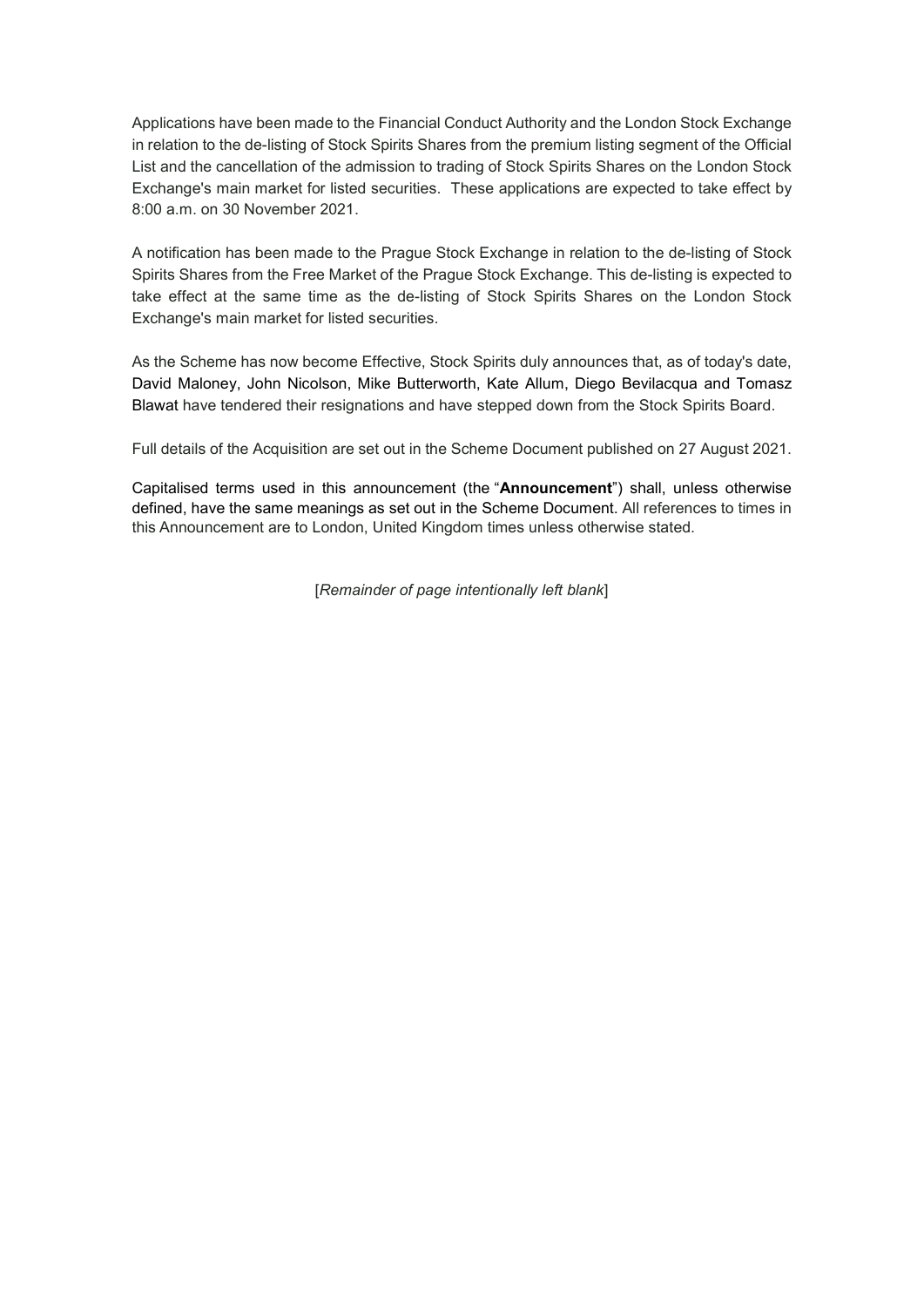Applications have been made to the Financial Conduct Authority and the London Stock Exchange in relation to the de-listing of Stock Spirits Shares from the premium listing segment of the Official List and the cancellation of the admission to trading of Stock Spirits Shares on the London Stock Exchange's main market for listed securities. These applications are expected to take effect by 8:00 a.m. on 30 November 2021.

A notification has been made to the Prague Stock Exchange in relation to the de-listing of Stock Spirits Shares from the Free Market of the Prague Stock Exchange. This de-listing is expected to take effect at the same time as the de-listing of Stock Spirits Shares on the London Stock Exchange's main market for listed securities.

As the Scheme has now become Effective, Stock Spirits duly announces that, as of today's date, David Maloney, John Nicolson, Mike Butterworth, Kate Allum, Diego Bevilacqua and Tomasz Blawat have tendered their resignations and have stepped down from the Stock Spirits Board.

Full details of the Acquisition are set out in the Scheme Document published on 27 August 2021.

Capitalised terms used in this announcement (the "**Announcement**") shall, unless otherwise defined, have the same meanings as set out in the Scheme Document. All references to times in this Announcement are to London, United Kingdom times unless otherwise stated.

[*Remainder of page intentionally left blank*]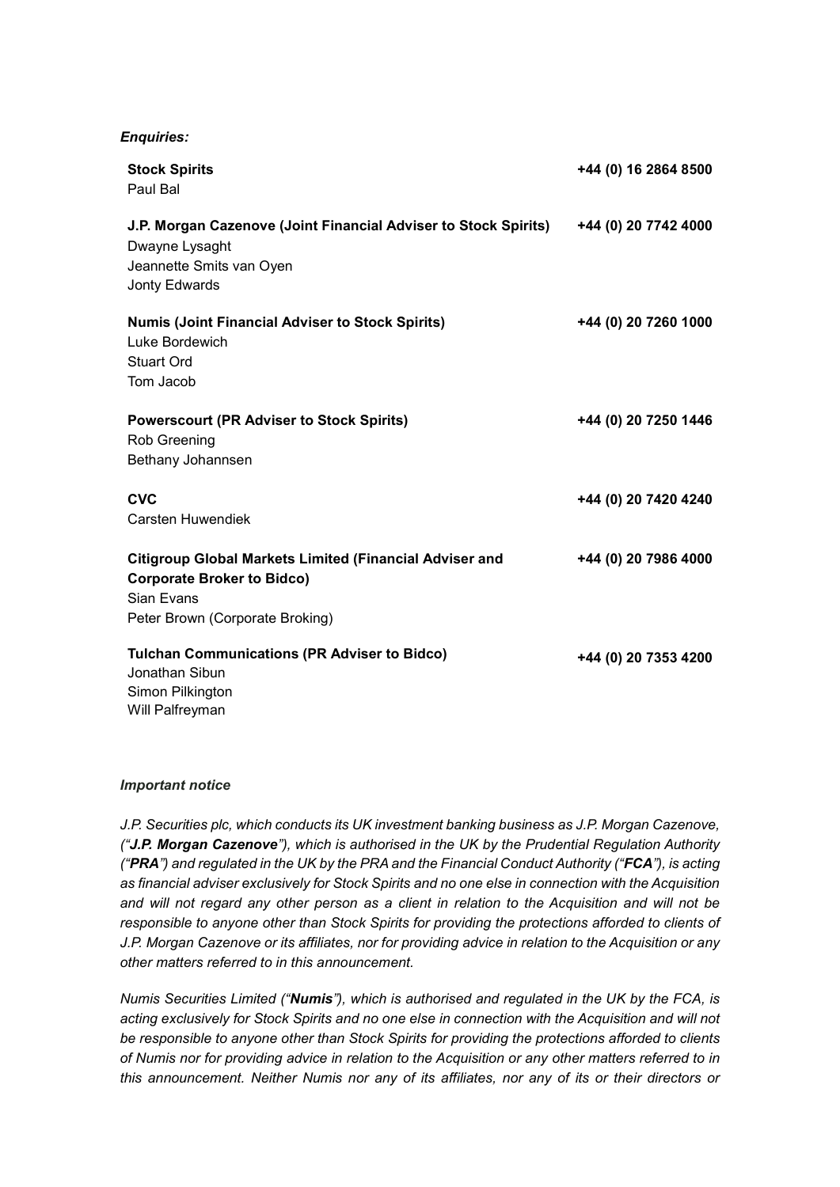***Enquiries:***

| | |
|---|---|
| **Stock Spirits**<br>Paul Bal | **+44 (0) 16 2864 8500** |
| **J.P. Morgan Cazenove (Joint Financial Adviser to Stock Spirits)**<br>Dwayne Lysaght<br>Jeannette Smits van Oyen<br>Jonty Edwards | **+44 (0) 20 7742 4000** |
| **Numis (Joint Financial Adviser to Stock Spirits)**<br>Luke Bordewich<br>Stuart Ord<br>Tom Jacob | **+44 (0) 20 7260 1000** |
| **Powerscourt (PR Adviser to Stock Spirits)**<br>Rob Greening<br>Bethany Johannsen | **+44 (0) 20 7250 1446** |
| **CVC**<br>Carsten Huwendiek | **+44 (0) 20 7420 4240** |
| **Citigroup Global Markets Limited (Financial Adviser and Corporate Broker to Bidco)**<br>Sian Evans<br>Peter Brown (Corporate Broking) | **+44 (0) 20 7986 4000** |
| **Tulchan Communications (PR Adviser to Bidco)**<br>Jonathan Sibun<br>Simon Pilkington<br>Will Palfreyman | **+44 (0) 20 7353 4200** |

***Important notice***

*J.P. Securities plc, which conducts its UK investment banking business as J.P. Morgan Cazenove, ("**J.P. Morgan Cazenove**"), which is authorised in the UK by the Prudential Regulation Authority ("**PRA**") and regulated in the UK by the PRA and the Financial Conduct Authority ("**FCA**"), is acting as financial adviser exclusively for Stock Spirits and no one else in connection with the Acquisition and will not regard any other person as a client in relation to the Acquisition and will not be responsible to anyone other than Stock Spirits for providing the protections afforded to clients of J.P. Morgan Cazenove or its affiliates, nor for providing advice in relation to the Acquisition or any other matters referred to in this announcement.*

*Numis Securities Limited ("**Numis**"), which is authorised and regulated in the UK by the FCA, is acting exclusively for Stock Spirits and no one else in connection with the Acquisition and will not be responsible to anyone other than Stock Spirits for providing the protections afforded to clients of Numis nor for providing advice in relation to the Acquisition or any other matters referred to in this announcement. Neither Numis nor any of its affiliates, nor any of its or their directors or*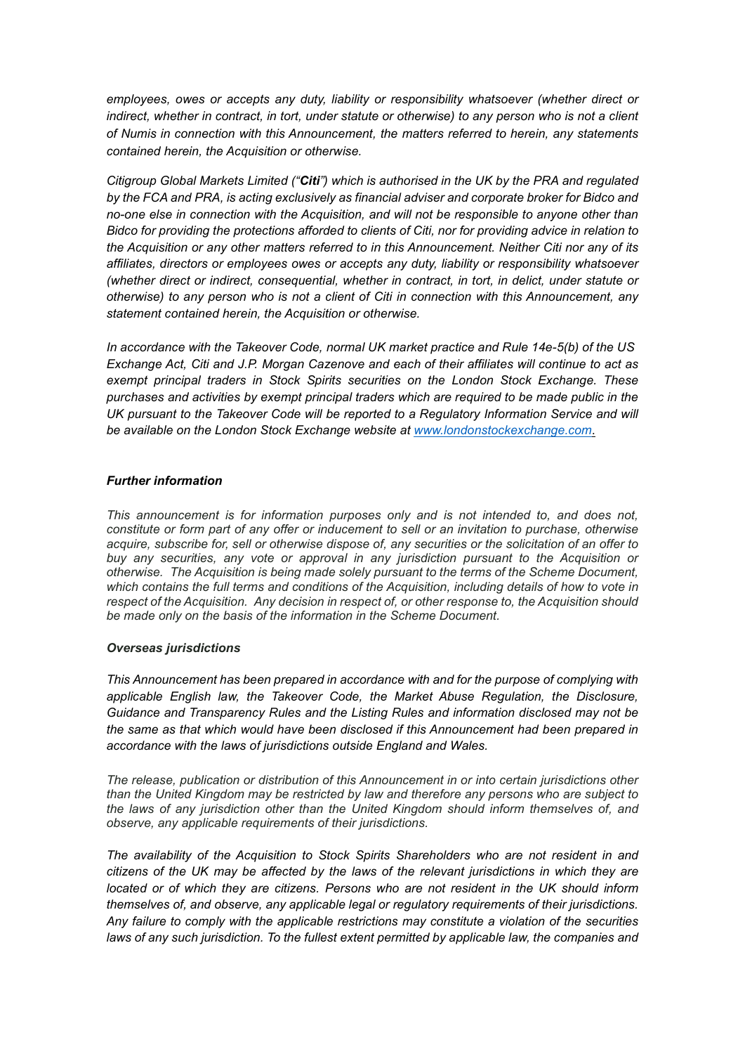*employees, owes or accepts any duty, liability or responsibility whatsoever (whether direct or indirect, whether in contract, in tort, under statute or otherwise) to any person who is not a client of Numis in connection with this Announcement, the matters referred to herein, any statements contained herein, the Acquisition or otherwise.*

*Citigroup Global Markets Limited ("**Citi**") which is authorised in the UK by the PRA and regulated by the FCA and PRA, is acting exclusively as financial adviser and corporate broker for Bidco and no-one else in connection with the Acquisition, and will not be responsible to anyone other than Bidco for providing the protections afforded to clients of Citi, nor for providing advice in relation to the Acquisition or any other matters referred to in this Announcement. Neither Citi nor any of its affiliates, directors or employees owes or accepts any duty, liability or responsibility whatsoever (whether direct or indirect, consequential, whether in contract, in tort, in delict, under statute or otherwise) to any person who is not a client of Citi in connection with this Announcement, any statement contained herein, the Acquisition or otherwise.*

*In accordance with the Takeover Code, normal UK market practice and Rule 14e-5(b) of the US Exchange Act, Citi and J.P. Morgan Cazenove and each of their affiliates will continue to act as exempt principal traders in Stock Spirits securities on the London Stock Exchange. These purchases and activities by exempt principal traders which are required to be made public in the UK pursuant to the Takeover Code will be reported to a Regulatory Information Service and will be available on the London Stock Exchange website at www.londonstockexchange.com.*

***Further information***

*This announcement is for information purposes only and is not intended to, and does not, constitute or form part of any offer or inducement to sell or an invitation to purchase, otherwise acquire, subscribe for, sell or otherwise dispose of, any securities or the solicitation of an offer to buy any securities, any vote or approval in any jurisdiction pursuant to the Acquisition or otherwise. The Acquisition is being made solely pursuant to the terms of the Scheme Document, which contains the full terms and conditions of the Acquisition, including details of how to vote in respect of the Acquisition. Any decision in respect of, or other response to, the Acquisition should be made only on the basis of the information in the Scheme Document.*

***Overseas jurisdictions***

*This Announcement has been prepared in accordance with and for the purpose of complying with applicable English law, the Takeover Code, the Market Abuse Regulation, the Disclosure, Guidance and Transparency Rules and the Listing Rules and information disclosed may not be the same as that which would have been disclosed if this Announcement had been prepared in accordance with the laws of jurisdictions outside England and Wales.*

*The release, publication or distribution of this Announcement in or into certain jurisdictions other than the United Kingdom may be restricted by law and therefore any persons who are subject to the laws of any jurisdiction other than the United Kingdom should inform themselves of, and observe, any applicable requirements of their jurisdictions.*

*The availability of the Acquisition to Stock Spirits Shareholders who are not resident in and citizens of the UK may be affected by the laws of the relevant jurisdictions in which they are located or of which they are citizens. Persons who are not resident in the UK should inform themselves of, and observe, any applicable legal or regulatory requirements of their jurisdictions. Any failure to comply with the applicable restrictions may constitute a violation of the securities laws of any such jurisdiction. To the fullest extent permitted by applicable law, the companies and*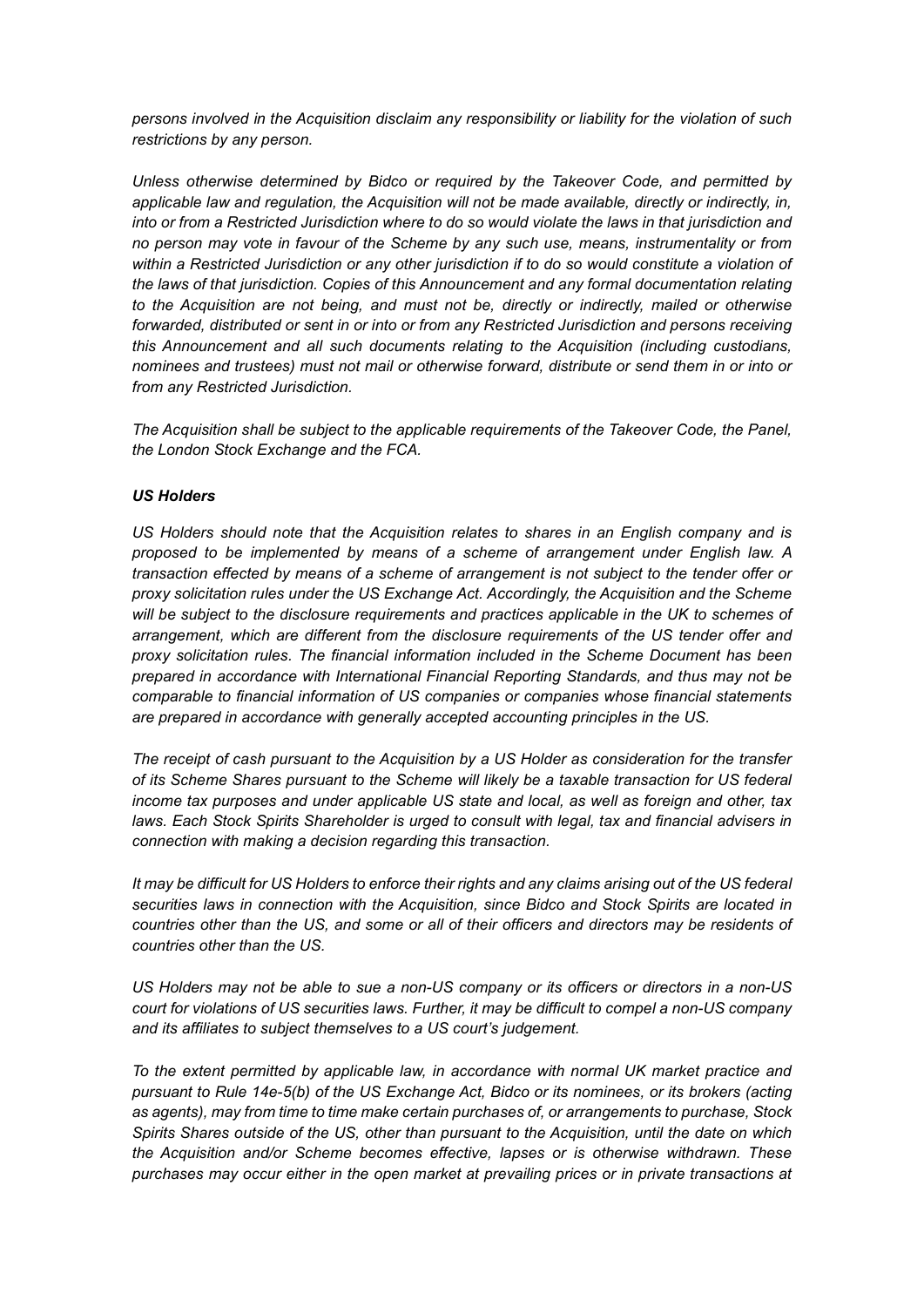*persons involved in the Acquisition disclaim any responsibility or liability for the violation of such restrictions by any person.*

*Unless otherwise determined by Bidco or required by the Takeover Code, and permitted by applicable law and regulation, the Acquisition will not be made available, directly or indirectly, in, into or from a Restricted Jurisdiction where to do so would violate the laws in that jurisdiction and no person may vote in favour of the Scheme by any such use, means, instrumentality or from within a Restricted Jurisdiction or any other jurisdiction if to do so would constitute a violation of the laws of that jurisdiction. Copies of this Announcement and any formal documentation relating to the Acquisition are not being, and must not be, directly or indirectly, mailed or otherwise forwarded, distributed or sent in or into or from any Restricted Jurisdiction and persons receiving this Announcement and all such documents relating to the Acquisition (including custodians, nominees and trustees) must not mail or otherwise forward, distribute or send them in or into or from any Restricted Jurisdiction.*

*The Acquisition shall be subject to the applicable requirements of the Takeover Code, the Panel, the London Stock Exchange and the FCA.*

***US Holders***

*US Holders should note that the Acquisition relates to shares in an English company and is proposed to be implemented by means of a scheme of arrangement under English law. A transaction effected by means of a scheme of arrangement is not subject to the tender offer or proxy solicitation rules under the US Exchange Act. Accordingly, the Acquisition and the Scheme will be subject to the disclosure requirements and practices applicable in the UK to schemes of arrangement, which are different from the disclosure requirements of the US tender offer and proxy solicitation rules. The financial information included in the Scheme Document has been prepared in accordance with International Financial Reporting Standards, and thus may not be comparable to financial information of US companies or companies whose financial statements are prepared in accordance with generally accepted accounting principles in the US.*

*The receipt of cash pursuant to the Acquisition by a US Holder as consideration for the transfer of its Scheme Shares pursuant to the Scheme will likely be a taxable transaction for US federal income tax purposes and under applicable US state and local, as well as foreign and other, tax laws. Each Stock Spirits Shareholder is urged to consult with legal, tax and financial advisers in connection with making a decision regarding this transaction.*

*It may be difficult for US Holders to enforce their rights and any claims arising out of the US federal securities laws in connection with the Acquisition, since Bidco and Stock Spirits are located in countries other than the US, and some or all of their officers and directors may be residents of countries other than the US.*

*US Holders may not be able to sue a non-US company or its officers or directors in a non-US court for violations of US securities laws. Further, it may be difficult to compel a non-US company and its affiliates to subject themselves to a US court's judgement.*

*To the extent permitted by applicable law, in accordance with normal UK market practice and pursuant to Rule 14e-5(b) of the US Exchange Act, Bidco or its nominees, or its brokers (acting as agents), may from time to time make certain purchases of, or arrangements to purchase, Stock Spirits Shares outside of the US, other than pursuant to the Acquisition, until the date on which the Acquisition and/or Scheme becomes effective, lapses or is otherwise withdrawn. These purchases may occur either in the open market at prevailing prices or in private transactions at*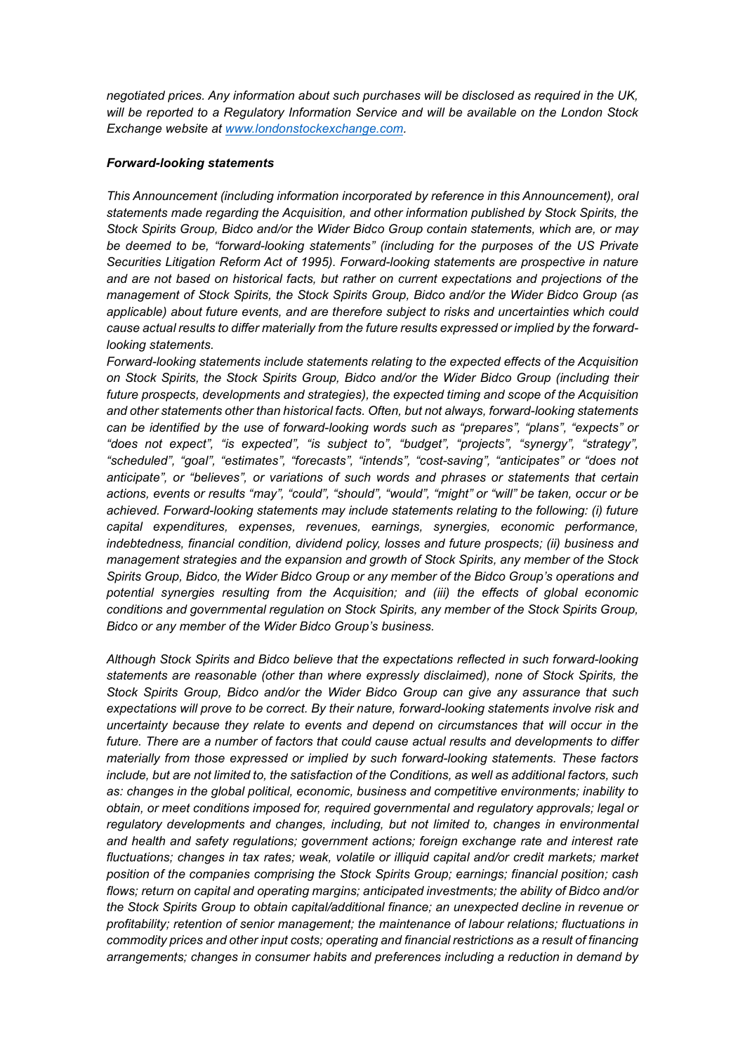*negotiated prices. Any information about such purchases will be disclosed as required in the UK, will be reported to a Regulatory Information Service and will be available on the London Stock Exchange website at [www.londonstockexchange.com](http://www.londonstockexchange.com).*

***Forward-looking statements***

*This Announcement (including information incorporated by reference in this Announcement), oral statements made regarding the Acquisition, and other information published by Stock Spirits, the Stock Spirits Group, Bidco and/or the Wider Bidco Group contain statements, which are, or may be deemed to be, "forward-looking statements" (including for the purposes of the US Private Securities Litigation Reform Act of 1995). Forward-looking statements are prospective in nature and are not based on historical facts, but rather on current expectations and projections of the management of Stock Spirits, the Stock Spirits Group, Bidco and/or the Wider Bidco Group (as applicable) about future events, and are therefore subject to risks and uncertainties which could cause actual results to differ materially from the future results expressed or implied by the forward-looking statements.*

*Forward-looking statements include statements relating to the expected effects of the Acquisition on Stock Spirits, the Stock Spirits Group, Bidco and/or the Wider Bidco Group (including their future prospects, developments and strategies), the expected timing and scope of the Acquisition and other statements other than historical facts. Often, but not always, forward-looking statements can be identified by the use of forward-looking words such as "prepares", "plans", "expects" or "does not expect", "is expected", "is subject to", "budget", "projects", "synergy", "strategy", "scheduled", "goal", "estimates", "forecasts", "intends", "cost-saving", "anticipates" or "does not anticipate", or "believes", or variations of such words and phrases or statements that certain actions, events or results "may", "could", "should", "would", "might" or "will" be taken, occur or be achieved. Forward-looking statements may include statements relating to the following: (i) future capital expenditures, expenses, revenues, earnings, synergies, economic performance, indebtedness, financial condition, dividend policy, losses and future prospects; (ii) business and management strategies and the expansion and growth of Stock Spirits, any member of the Stock Spirits Group, Bidco, the Wider Bidco Group or any member of the Bidco Group's operations and potential synergies resulting from the Acquisition; and (iii) the effects of global economic conditions and governmental regulation on Stock Spirits, any member of the Stock Spirits Group, Bidco or any member of the Wider Bidco Group's business.*

*Although Stock Spirits and Bidco believe that the expectations reflected in such forward-looking statements are reasonable (other than where expressly disclaimed), none of Stock Spirits, the Stock Spirits Group, Bidco and/or the Wider Bidco Group can give any assurance that such expectations will prove to be correct. By their nature, forward-looking statements involve risk and uncertainty because they relate to events and depend on circumstances that will occur in the future. There are a number of factors that could cause actual results and developments to differ materially from those expressed or implied by such forward-looking statements. These factors include, but are not limited to, the satisfaction of the Conditions, as well as additional factors, such as: changes in the global political, economic, business and competitive environments; inability to obtain, or meet conditions imposed for, required governmental and regulatory approvals; legal or regulatory developments and changes, including, but not limited to, changes in environmental and health and safety regulations; government actions; foreign exchange rate and interest rate fluctuations; changes in tax rates; weak, volatile or illiquid capital and/or credit markets; market position of the companies comprising the Stock Spirits Group; earnings; financial position; cash flows; return on capital and operating margins; anticipated investments; the ability of Bidco and/or the Stock Spirits Group to obtain capital/additional finance; an unexpected decline in revenue or profitability; retention of senior management; the maintenance of labour relations; fluctuations in commodity prices and other input costs; operating and financial restrictions as a result of financing arrangements; changes in consumer habits and preferences including a reduction in demand by*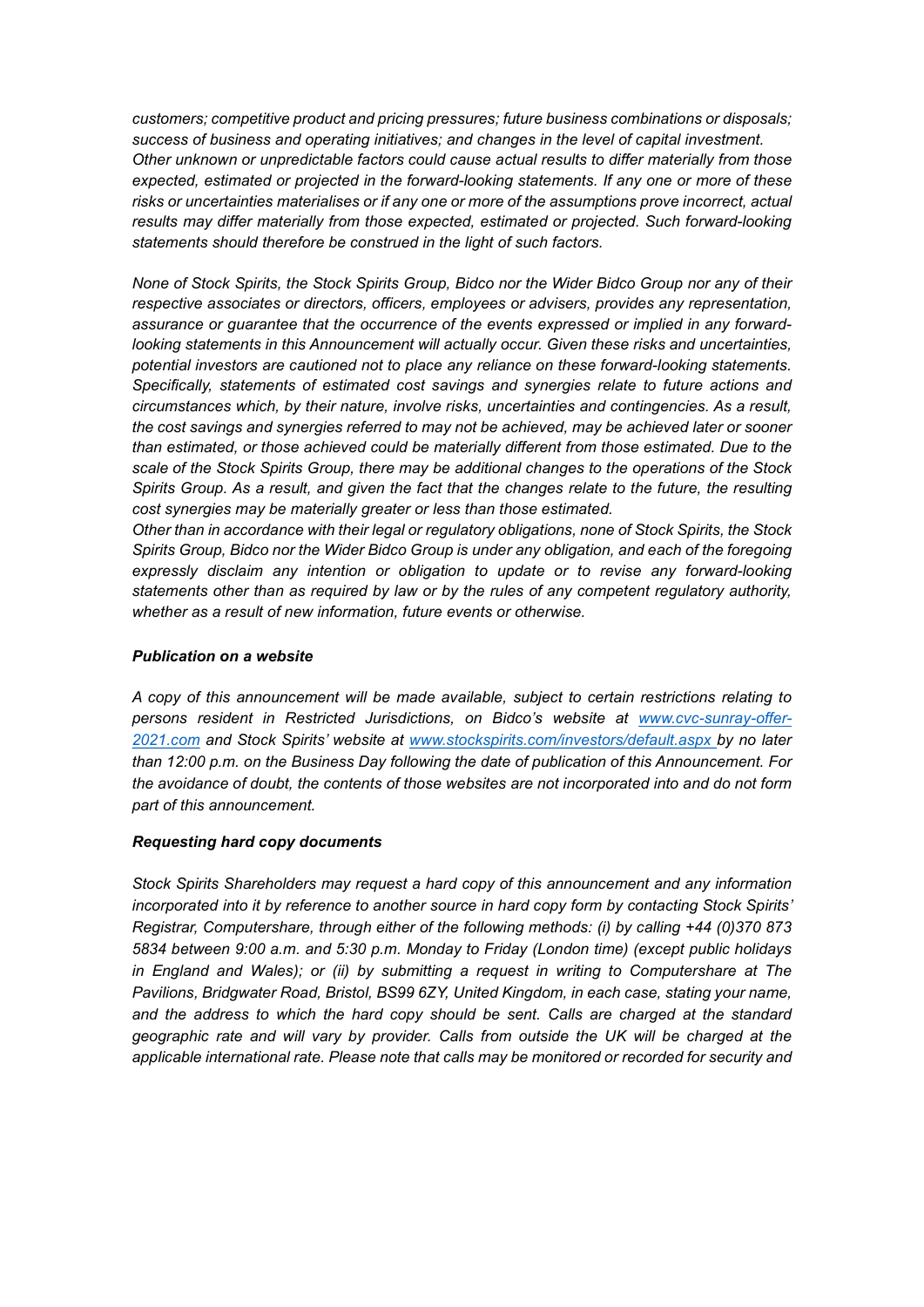*customers; competitive product and pricing pressures; future business combinations or disposals; success of business and operating initiatives; and changes in the level of capital investment. Other unknown or unpredictable factors could cause actual results to differ materially from those expected, estimated or projected in the forward-looking statements. If any one or more of these risks or uncertainties materialises or if any one or more of the assumptions prove incorrect, actual results may differ materially from those expected, estimated or projected. Such forward-looking statements should therefore be construed in the light of such factors.*

*None of Stock Spirits, the Stock Spirits Group, Bidco nor the Wider Bidco Group nor any of their respective associates or directors, officers, employees or advisers, provides any representation, assurance or guarantee that the occurrence of the events expressed or implied in any forward-looking statements in this Announcement will actually occur. Given these risks and uncertainties, potential investors are cautioned not to place any reliance on these forward-looking statements. Specifically, statements of estimated cost savings and synergies relate to future actions and circumstances which, by their nature, involve risks, uncertainties and contingencies. As a result, the cost savings and synergies referred to may not be achieved, may be achieved later or sooner than estimated, or those achieved could be materially different from those estimated. Due to the scale of the Stock Spirits Group, there may be additional changes to the operations of the Stock Spirits Group. As a result, and given the fact that the changes relate to the future, the resulting cost synergies may be materially greater or less than those estimated.*

*Other than in accordance with their legal or regulatory obligations, none of Stock Spirits, the Stock Spirits Group, Bidco nor the Wider Bidco Group is under any obligation, and each of the foregoing expressly disclaim any intention or obligation to update or to revise any forward-looking statements other than as required by law or by the rules of any competent regulatory authority, whether as a result of new information, future events or otherwise.*

***Publication on a website***

*A copy of this announcement will be made available, subject to certain restrictions relating to persons resident in Restricted Jurisdictions, on Bidco's website at [www.cvc-sunray-offer-2021.com](www.cvc-sunray-offer-2021.com) and Stock Spirits' website at [www.stockspirits.com/investors/default.aspx](www.stockspirits.com/investors/default.aspx) by no later than 12:00 p.m. on the Business Day following the date of publication of this Announcement. For the avoidance of doubt, the contents of those websites are not incorporated into and do not form part of this announcement.*

***Requesting hard copy documents***

*Stock Spirits Shareholders may request a hard copy of this announcement and any information incorporated into it by reference to another source in hard copy form by contacting Stock Spirits' Registrar, Computershare, through either of the following methods: (i) by calling +44 (0)370 873 5834 between 9:00 a.m. and 5:30 p.m. Monday to Friday (London time) (except public holidays in England and Wales); or (ii) by submitting a request in writing to Computershare at The Pavilions, Bridgwater Road, Bristol, BS99 6ZY, United Kingdom, in each case, stating your name, and the address to which the hard copy should be sent. Calls are charged at the standard geographic rate and will vary by provider. Calls from outside the UK will be charged at the applicable international rate. Please note that calls may be monitored or recorded for security and*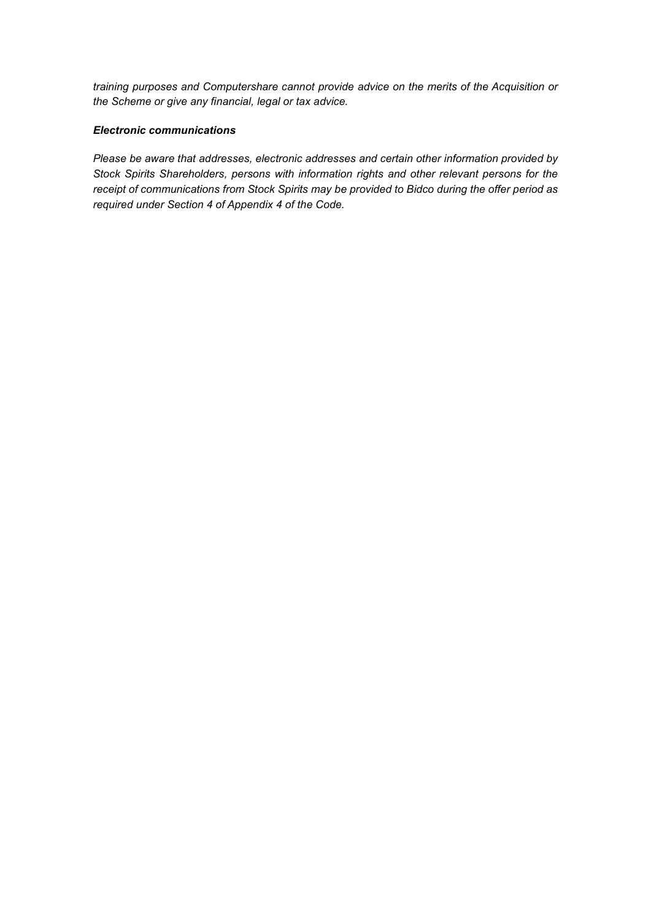*training purposes and Computershare cannot provide advice on the merits of the Acquisition or the Scheme or give any financial, legal or tax advice.*

***Electronic communications***

*Please be aware that addresses, electronic addresses and certain other information provided by Stock Spirits Shareholders, persons with information rights and other relevant persons for the receipt of communications from Stock Spirits may be provided to Bidco during the offer period as required under Section 4 of Appendix 4 of the Code.*